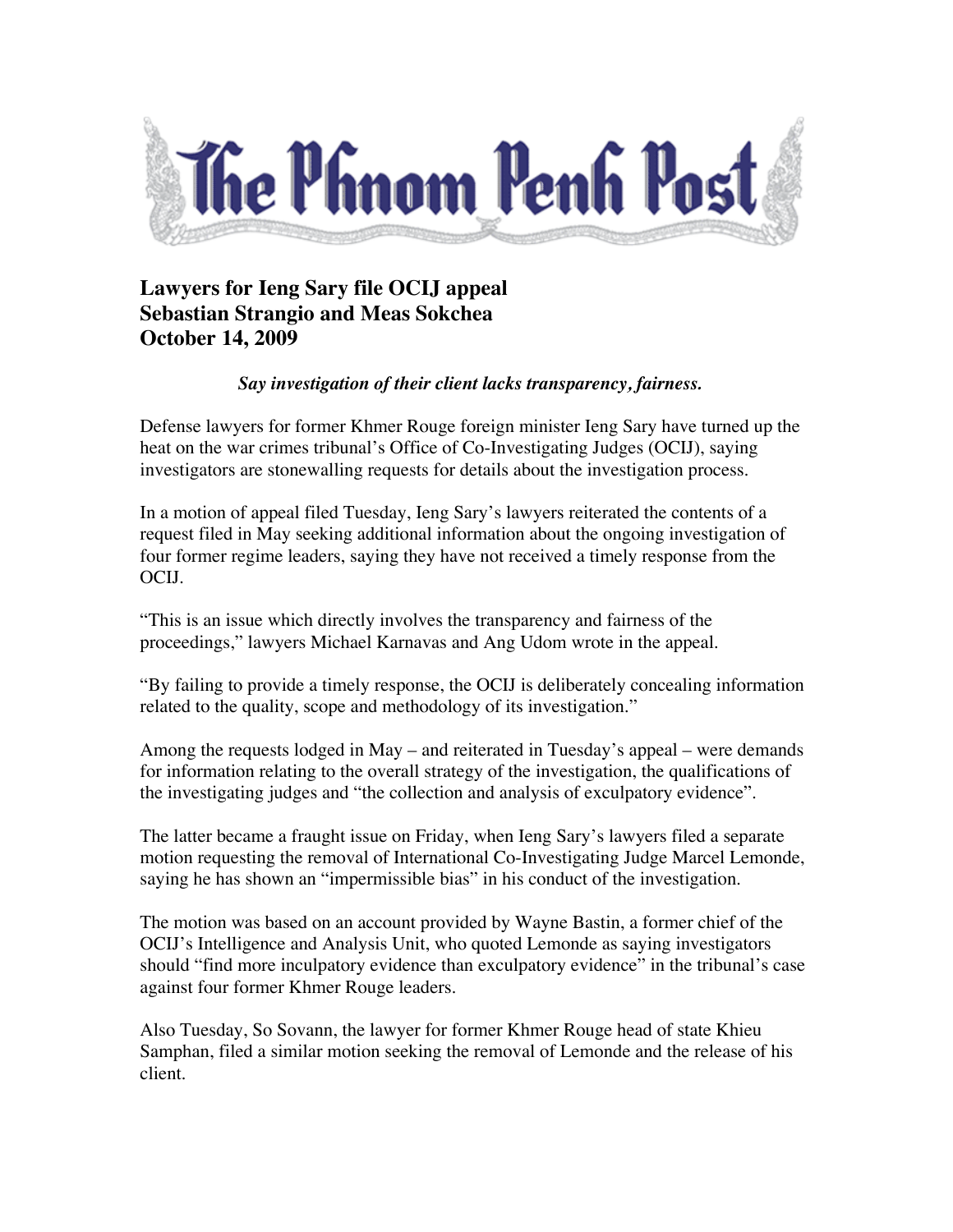# The Phnom Penh Post

## Lawyers for Ieng Sary file OCIJ appeal
## Sebastian Strangio and Meas Sokchea
## October 14, 2009

***Say investigation of their client lacks transparency, fairness.***

Defense lawyers for former Khmer Rouge foreign minister Ieng Sary have turned up the heat on the war crimes tribunal's Office of Co-Investigating Judges (OCIJ), saying investigators are stonewalling requests for details about the investigation process.

In a motion of appeal filed Tuesday, Ieng Sary's lawyers reiterated the contents of a request filed in May seeking additional information about the ongoing investigation of four former regime leaders, saying they have not received a timely response from the OCIJ.

"This is an issue which directly involves the transparency and fairness of the proceedings," lawyers Michael Karnavas and Ang Udom wrote in the appeal.

"By failing to provide a timely response, the OCIJ is deliberately concealing information related to the quality, scope and methodology of its investigation."

Among the requests lodged in May – and reiterated in Tuesday's appeal – were demands for information relating to the overall strategy of the investigation, the qualifications of the investigating judges and "the collection and analysis of exculpatory evidence".

The latter became a fraught issue on Friday, when Ieng Sary's lawyers filed a separate motion requesting the removal of International Co-Investigating Judge Marcel Lemonde, saying he has shown an "impermissible bias" in his conduct of the investigation.

The motion was based on an account provided by Wayne Bastin, a former chief of the OCIJ's Intelligence and Analysis Unit, who quoted Lemonde as saying investigators should "find more inculpatory evidence than exculpatory evidence" in the tribunal's case against four former Khmer Rouge leaders.

Also Tuesday, So Sovann, the lawyer for former Khmer Rouge head of state Khieu Samphan, filed a similar motion seeking the removal of Lemonde and the release of his client.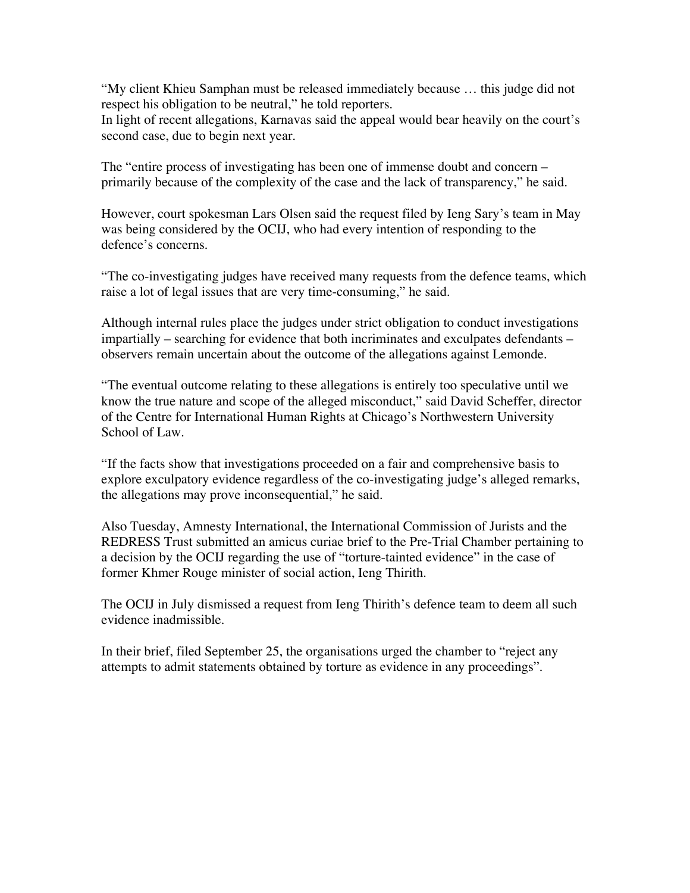"My client Khieu Samphan must be released immediately because … this judge did not respect his obligation to be neutral," he told reporters.
In light of recent allegations, Karnavas said the appeal would bear heavily on the court's second case, due to begin next year.

The "entire process of investigating has been one of immense doubt and concern – primarily because of the complexity of the case and the lack of transparency," he said.

However, court spokesman Lars Olsen said the request filed by Ieng Sary's team in May was being considered by the OCIJ, who had every intention of responding to the defence's concerns.

"The co-investigating judges have received many requests from the defence teams, which raise a lot of legal issues that are very time-consuming," he said.

Although internal rules place the judges under strict obligation to conduct investigations impartially – searching for evidence that both incriminates and exculpates defendants – observers remain uncertain about the outcome of the allegations against Lemonde.

"The eventual outcome relating to these allegations is entirely too speculative until we know the true nature and scope of the alleged misconduct," said David Scheffer, director of the Centre for International Human Rights at Chicago's Northwestern University School of Law.

"If the facts show that investigations proceeded on a fair and comprehensive basis to explore exculpatory evidence regardless of the co-investigating judge's alleged remarks, the allegations may prove inconsequential," he said.

Also Tuesday, Amnesty International, the International Commission of Jurists and the REDRESS Trust submitted an amicus curiae brief to the Pre-Trial Chamber pertaining to a decision by the OCIJ regarding the use of "torture-tainted evidence" in the case of former Khmer Rouge minister of social action, Ieng Thirith.

The OCIJ in July dismissed a request from Ieng Thirith's defence team to deem all such evidence inadmissible.

In their brief, filed September 25, the organisations urged the chamber to "reject any attempts to admit statements obtained by torture as evidence in any proceedings".